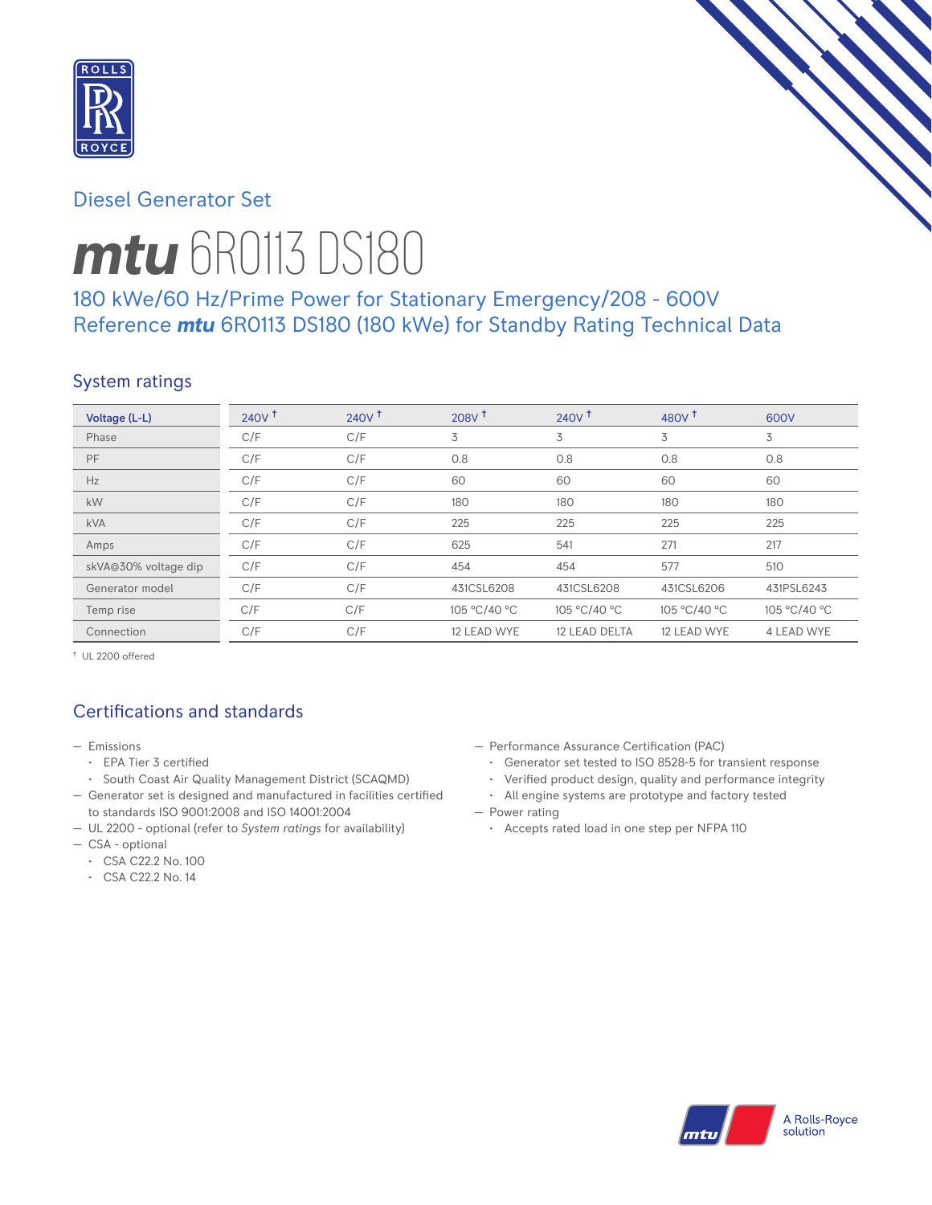Diesel Generator Set

# mtu 6R0113 DS180

## 180 kWe/60 Hz/Prime Power for Stationary Emergency/208 - 600V
## Reference mtu 6R0113 DS180 (180 kWe) for Standby Rating Technical Data

## System ratings

| Voltage (L-L) | 240V † | 240V † | 208V † | 240V † | 480V † | 600V |
|---|---|---|---|---|---|---|
| Phase | C/F | C/F | 3 | 3 | 3 | 3 |
| PF | C/F | C/F | 0.8 | 0.8 | 0.8 | 0.8 |
| Hz | C/F | C/F | 60 | 60 | 60 | 60 |
| kW | C/F | C/F | 180 | 180 | 180 | 180 |
| kVA | C/F | C/F | 225 | 225 | 225 | 225 |
| Amps | C/F | C/F | 625 | 541 | 271 | 217 |
| skVA@30% voltage dip | C/F | C/F | 454 | 454 | 577 | 510 |
| Generator model | C/F | C/F | 431CSL6208 | 431CSL6208 | 431CSL6206 | 431PSL6243 |
| Temp rise | C/F | C/F | 105 °C/40 °C | 105 °C/40 °C | 105 °C/40 °C | 105 °C/40 °C |
| Connection | C/F | C/F | 12 LEAD WYE | 12 LEAD DELTA | 12 LEAD WYE | 4 LEAD WYE |

† UL 2200 offered

## Certifications and standards

- Emissions
  - EPA Tier 3 certified
  - South Coast Air Quality Management District (SCAQMD)
- Generator set is designed and manufactured in facilities certified to standards ISO 9001:2008 and ISO 14001:2004
- UL 2200 - optional (refer to *System ratings* for availability)
- CSA - optional
  - CSA C22.2 No. 100
  - CSA C22.2 No. 14
- Performance Assurance Certification (PAC)
  - Generator set tested to ISO 8528-5 for transient response
  - Verified product design, quality and performance integrity
  - All engine systems are prototype and factory tested
- Power rating
  - Accepts rated load in one step per NFPA 110

A Rolls-Royce solution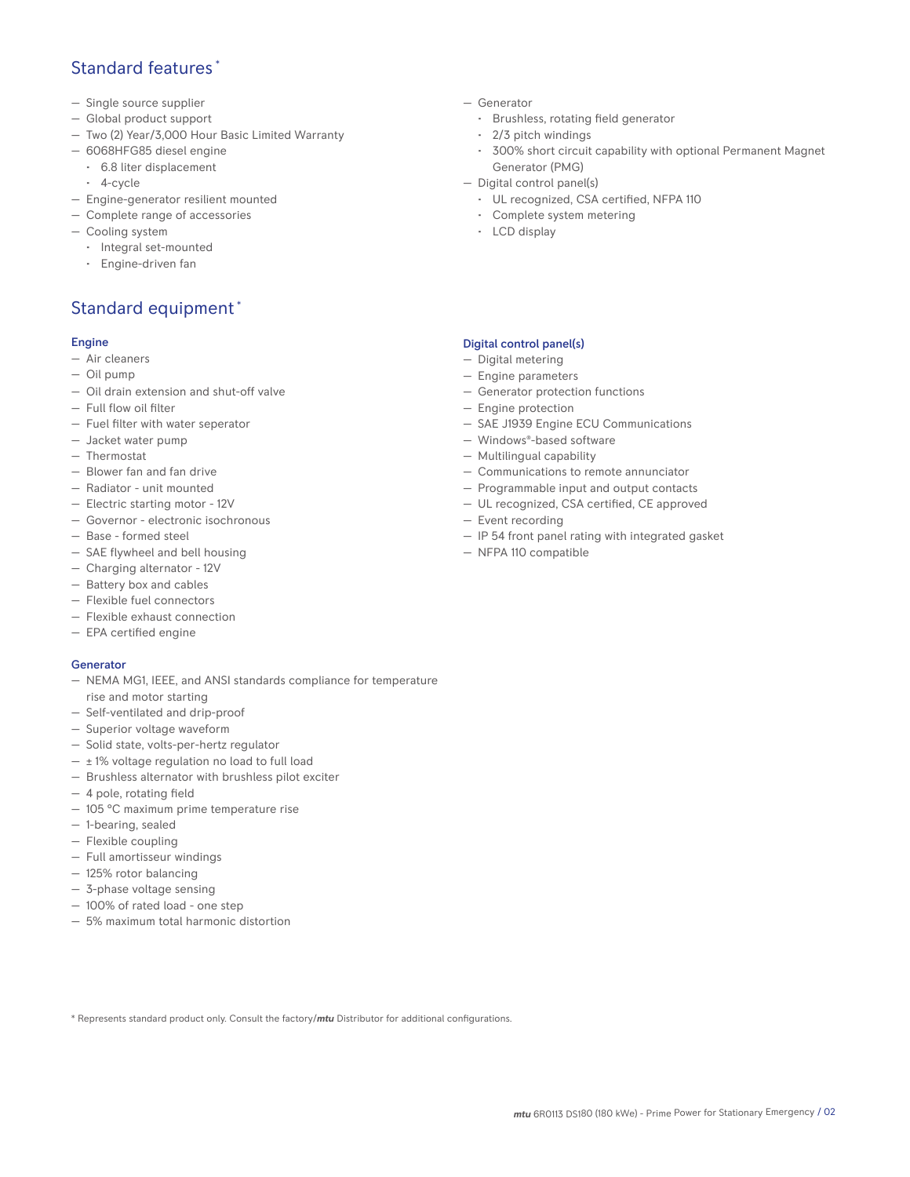## Standard features *

- Single source supplier
- Global product support
- Two (2) Year/3,000 Hour Basic Limited Warranty
- 6068HFG85 diesel engine
  - 6.8 liter displacement
  - 4-cycle
- Engine-generator resilient mounted
- Complete range of accessories
- Cooling system
  - Integral set-mounted
  - Engine-driven fan
- Generator
  - Brushless, rotating field generator
  - 2/3 pitch windings
  - 300% short circuit capability with optional Permanent Magnet Generator (PMG)
- Digital control panel(s)
  - UL recognized, CSA certified, NFPA 110
  - Complete system metering
  - LCD display

## Standard equipment *

### Engine

- Air cleaners
- Oil pump
- Oil drain extension and shut-off valve
- Full flow oil filter
- Fuel filter with water seperator
- Jacket water pump
- Thermostat
- Blower fan and fan drive
- Radiator - unit mounted
- Electric starting motor - 12V
- Governor - electronic isochronous
- Base - formed steel
- SAE flywheel and bell housing
- Charging alternator - 12V
- Battery box and cables
- Flexible fuel connectors
- Flexible exhaust connection
- EPA certified engine

### Generator

- NEMA MG1, IEEE, and ANSI standards compliance for temperature rise and motor starting
- Self-ventilated and drip-proof
- Superior voltage waveform
- Solid state, volts-per-hertz regulator
- ± 1% voltage regulation no load to full load
- Brushless alternator with brushless pilot exciter
- 4 pole, rotating field
- 105 °C maximum prime temperature rise
- 1-bearing, sealed
- Flexible coupling
- Full amortisseur windings
- 125% rotor balancing
- 3-phase voltage sensing
- 100% of rated load - one step
- 5% maximum total harmonic distortion

### Digital control panel(s)

- Digital metering
- Engine parameters
- Generator protection functions
- Engine protection
- SAE J1939 Engine ECU Communications
- Windows®-based software
- Multilingual capability
- Communications to remote annunciator
- Programmable input and output contacts
- UL recognized, CSA certified, CE approved
- Event recording
- IP 54 front panel rating with integrated gasket
- NFPA 110 compatible

* Represents standard product only. Consult the factory/*mtu* Distributor for additional configurations.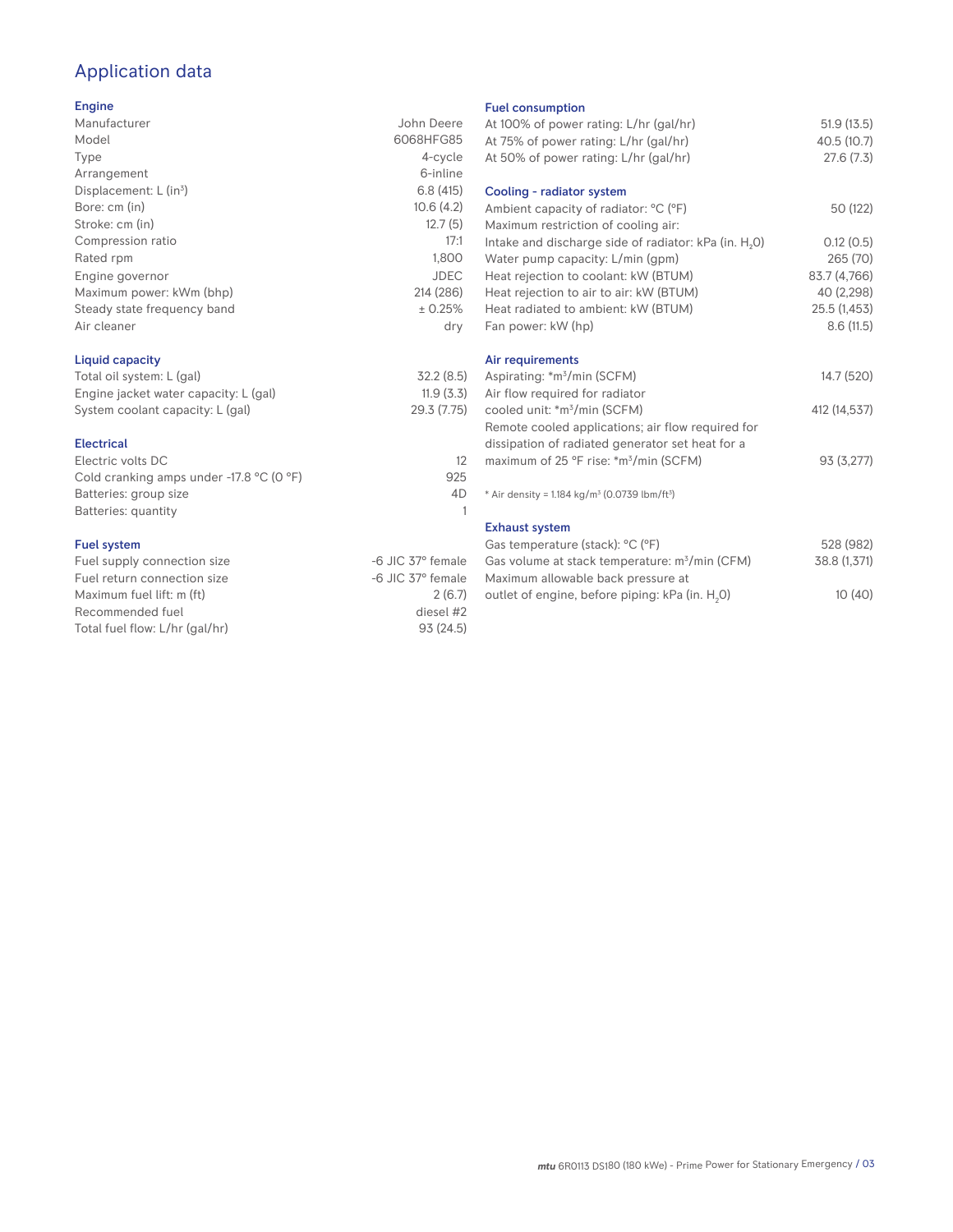# Application data

## Engine

| | |
|---|---|
| Manufacturer | John Deere |
| Model | 6068HFG85 |
| Type | 4-cycle |
| Arrangement | 6-inline |
| Displacement: L ($in^3$) | 6.8 (415) |
| Bore: cm (in) | 10.6 (4.2) |
| Stroke: cm (in) | 12.7 (5) |
| Compression ratio | 17:1 |
| Rated rpm | 1,800 |
| Engine governor | JDEC |
| Maximum power: kWm (bhp) | 214 (286) |
| Steady state frequency band | ± 0.25% |
| Air cleaner | dry |

## Liquid capacity

| | |
|---|---|
| Total oil system: L (gal) | 32.2 (8.5) |
| Engine jacket water capacity: L (gal) | 11.9 (3.3) |
| System coolant capacity: L (gal) | 29.3 (7.75) |

## Electrical

| | |
|---|---|
| Electric volts DC | 12 |
| Cold cranking amps under -17.8 °C (0 °F) | 925 |
| Batteries: group size | 4D |
| Batteries: quantity | 1 |

## Fuel system

| | |
|---|---|
| Fuel supply connection size | -6 JIC 37° female |
| Fuel return connection size | -6 JIC 37° female |
| Maximum fuel lift: m (ft) | 2 (6.7) |
| Recommended fuel | diesel #2 |
| Total fuel flow: L/hr (gal/hr) | 93 (24.5) |

## Fuel consumption

| | |
|---|---|
| At 100% of power rating: L/hr (gal/hr) | 51.9 (13.5) |
| At 75% of power rating: L/hr (gal/hr) | 40.5 (10.7) |
| At 50% of power rating: L/hr (gal/hr) | 27.6 (7.3) |

## Cooling - radiator system

| | |
|---|---|
| Ambient capacity of radiator: °C (°F) | 50 (122) |
| Maximum restriction of cooling air: | |
| Intake and discharge side of radiator: kPa (in. $H_2O$) | 0.12 (0.5) |
| Water pump capacity: L/min (gpm) | 265 (70) |
| Heat rejection to coolant: kW (BTUM) | 83.7 (4,766) |
| Heat rejection to air to air: kW (BTUM) | 40 (2,298) |
| Heat radiated to ambient: kW (BTUM) | 25.5 (1,453) |
| Fan power: kW (hp) | 8.6 (11.5) |

## Air requirements

| | |
|---|---|
| Aspirating: *$m^3$/min (SCFM) | 14.7 (520) |
| Air flow required for radiator cooled unit: *$m^3$/min (SCFM) | 412 (14,537) |
| Remote cooled applications; air flow required for dissipation of radiated generator set heat for a maximum of 25 °F rise: *$m^3$/min (SCFM) | 93 (3,277) |

* Air density = 1.184 kg/$m^3$ (0.0739 lbm/$ft^3$)

## Exhaust system

| | |
|---|---|
| Gas temperature (stack): °C (°F) | 528 (982) |
| Gas volume at stack temperature: $m^3$/min (CFM) | 38.8 (1,371) |
| Maximum allowable back pressure at outlet of engine, before piping: kPa (in. $H_2O$) | 10 (40) |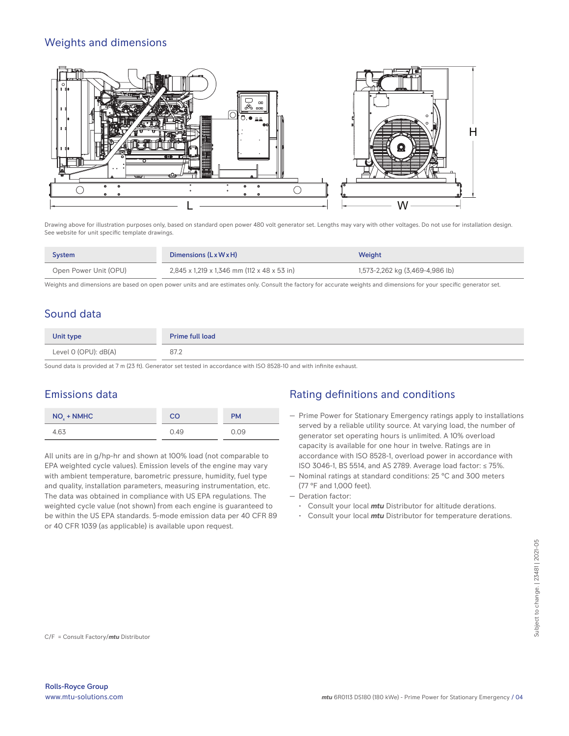## Weights and dimensions

L

W

H

Drawing above for illustration purposes only, based on standard open power 480 volt generator set. Lengths may vary with other voltages. Do not use for installation design. See website for unit specific template drawings.

| System | Dimensions (L x W x H) | Weight |
|---|---|---|
| Open Power Unit (OPU) | 2,845 x 1,219 x 1,346 mm (112 x 48 x 53 in) | 1,573-2,262 kg (3,469-4,986 lb) |

Weights and dimensions are based on open power units and are estimates only. Consult the factory for accurate weights and dimensions for your specific generator set.

## Sound data

| Unit type | Prime full load |
|---|---|
| Level 0 (OPU): dB(A) | 87.2 |

Sound data is provided at 7 m (23 ft). Generator set tested in accordance with ISO 8528-10 and with infinite exhaust.

## Emissions data

| $NO_x$ + NMHC | CO | PM |
|---|---|---|
| 4.63 | 0.49 | 0.09 |

All units are in g/hp-hr and shown at 100% load (not comparable to EPA weighted cycle values). Emission levels of the engine may vary with ambient temperature, barometric pressure, humidity, fuel type and quality, installation parameters, measuring instrumentation, etc. The data was obtained in compliance with US EPA regulations. The weighted cycle value (not shown) from each engine is guaranteed to be within the US EPA standards. 5-mode emission data per 40 CFR 89 or 40 CFR 1039 (as applicable) is available upon request.

## Rating definitions and conditions

- Prime Power for Stationary Emergency ratings apply to installations served by a reliable utility source. At varying load, the number of generator set operating hours is unlimited. A 10% overload capacity is available for one hour in twelve. Ratings are in accordance with ISO 8528-1, overload power in accordance with ISO 3046-1, BS 5514, and AS 2789. Average load factor: ≤ 75%.
- Nominal ratings at standard conditions: 25 °C and 300 meters (77 °F and 1,000 feet).
- Deration factor:
  - Consult your local ***mtu*** Distributor for altitude derations.
  - Consult your local ***mtu*** Distributor for temperature derations.

C/F = Consult Factory/***mtu*** Distributor

Subject to change. | 23481 | 2021-05

Rolls-Royce Group
www.mtu-solutions.com